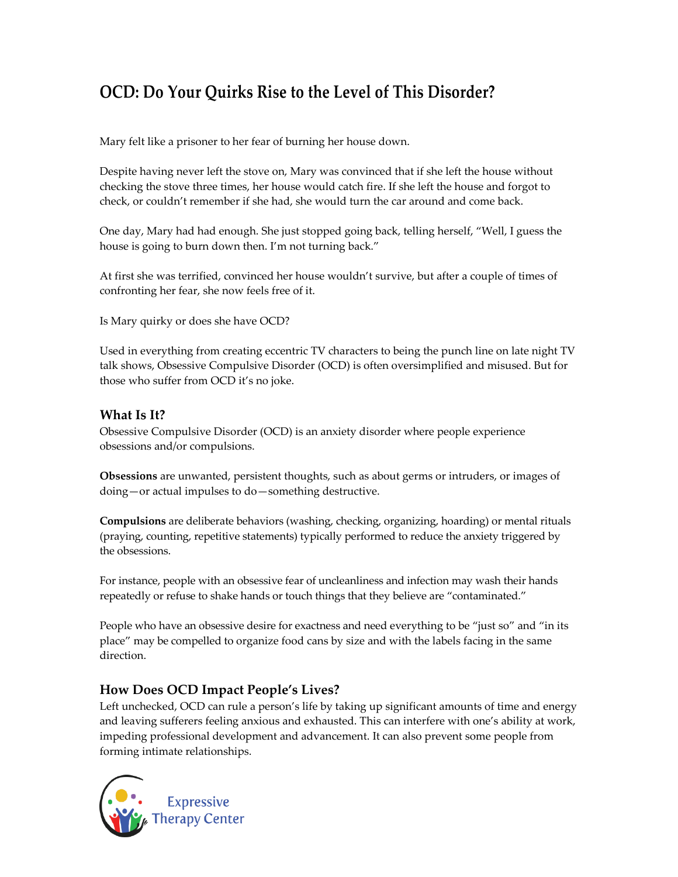# OCD: Do Your Quirks Rise to the Level of This Disorder?

Mary felt like a prisoner to her fear of burning her house down.

Despite having never left the stove on, Mary was convinced that if she left the house without checking the stove three times, her house would catch fire. If she left the house and forgot to check, or couldn't remember if she had, she would turn the car around and come back.

One day, Mary had had enough. She just stopped going back, telling herself, "Well, I guess the house is going to burn down then. I'm not turning back."

At first she was terrified, convinced her house wouldn't survive, but after a couple of times of confronting her fear, she now feels free of it.

Is Mary quirky or does she have OCD?

Used in everything from creating eccentric TV characters to being the punch line on late night TV talk shows, Obsessive Compulsive Disorder (OCD) is often oversimplified and misused. But for those who suffer from OCD it's no joke.

## What Is It?

Obsessive Compulsive Disorder (OCD) is an anxiety disorder where people experience obsessions and/or compulsions.

**Obsessions** are unwanted, persistent thoughts, such as about germs or intruders, or images of doing—or actual impulses to do—something destructive.

**Compulsions** are deliberate behaviors (washing, checking, organizing, hoarding) or mental rituals (praying, counting, repetitive statements) typically performed to reduce the anxiety triggered by the obsessions.

For instance, people with an obsessive fear of uncleanliness and infection may wash their hands repeatedly or refuse to shake hands or touch things that they believe are "contaminated."

People who have an obsessive desire for exactness and need everything to be "just so" and "in its place" may be compelled to organize food cans by size and with the labels facing in the same direction.

## How Does OCD Impact People's Lives?

Left unchecked, OCD can rule a person's life by taking up significant amounts of time and energy and leaving sufferers feeling anxious and exhausted. This can interfere with one's ability at work, impeding professional development and advancement. It can also prevent some people from forming intimate relationships.

Expressive Therapy Center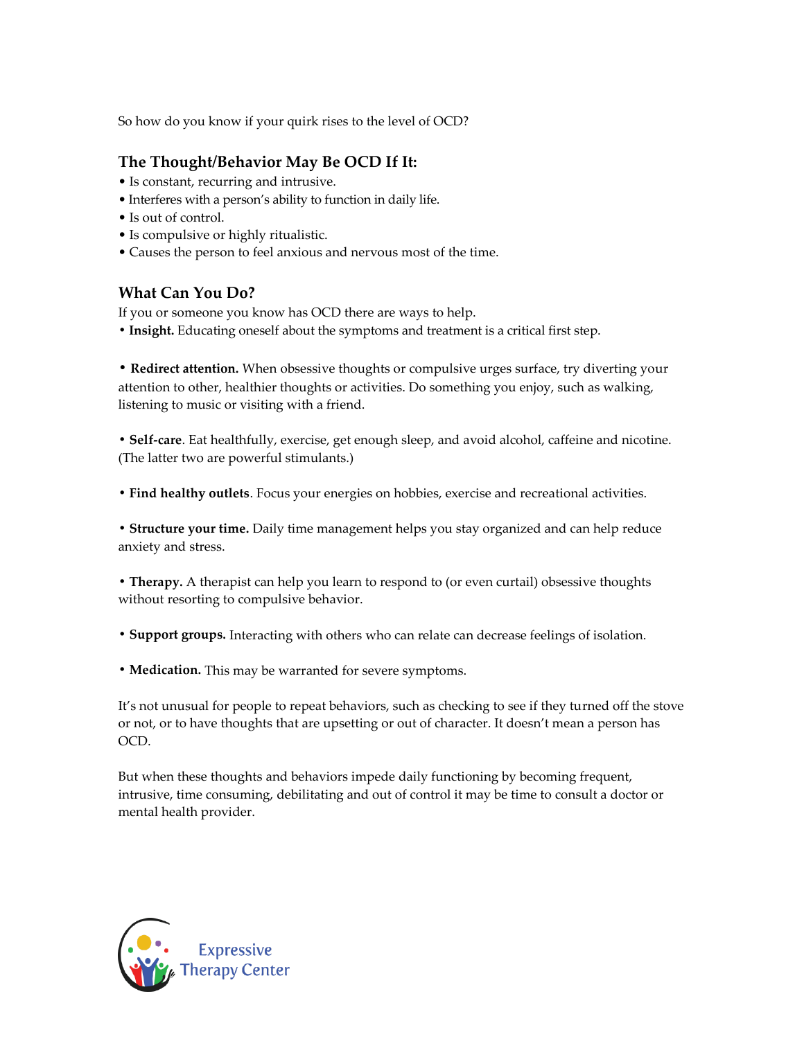So how do you know if your quirk rises to the level of OCD?

## The Thought/Behavior May Be OCD If It:

- Is constant, recurring and intrusive.
- Interferes with a person's ability to function in daily life.
- Is out of control.
- Is compulsive or highly ritualistic.
- Causes the person to feel anxious and nervous most of the time.

## What Can You Do?

If you or someone you know has OCD there are ways to help.

- **Insight.** Educating oneself about the symptoms and treatment is a critical first step.

- **Redirect attention.** When obsessive thoughts or compulsive urges surface, try diverting your attention to other, healthier thoughts or activities. Do something you enjoy, such as walking, listening to music or visiting with a friend.

- **Self-care**. Eat healthfully, exercise, get enough sleep, and avoid alcohol, caffeine and nicotine. (The latter two are powerful stimulants.)

- **Find healthy outlets**. Focus your energies on hobbies, exercise and recreational activities.

- **Structure your time.** Daily time management helps you stay organized and can help reduce anxiety and stress.

- **Therapy.** A therapist can help you learn to respond to (or even curtail) obsessive thoughts without resorting to compulsive behavior.

- **Support groups.** Interacting with others who can relate can decrease feelings of isolation.

- **Medication.** This may be warranted for severe symptoms.

It's not unusual for people to repeat behaviors, such as checking to see if they turned off the stove or not, or to have thoughts that are upsetting or out of character. It doesn't mean a person has OCD.

But when these thoughts and behaviors impede daily functioning by becoming frequent, intrusive, time consuming, debilitating and out of control it may be time to consult a doctor or mental health provider.

Expressive Therapy Center